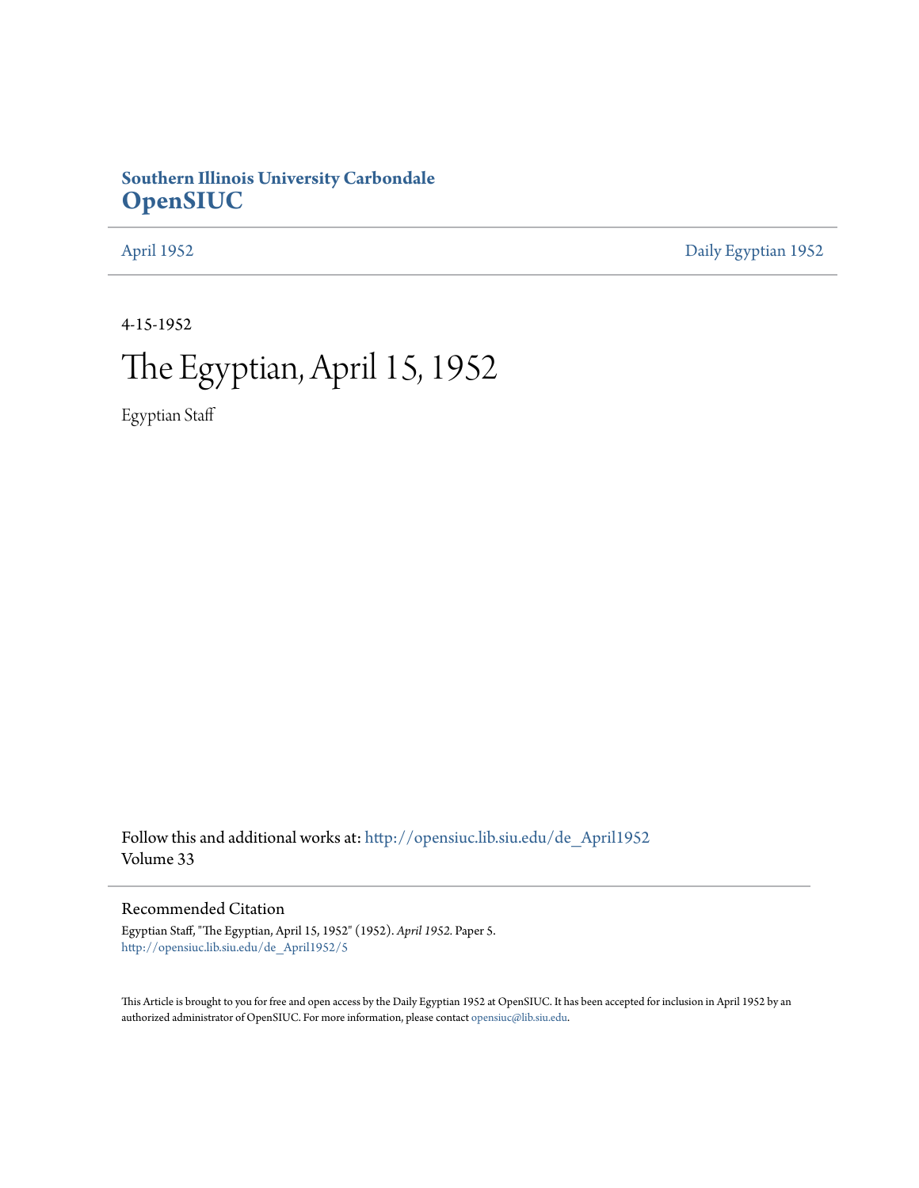**Southern Illinois University Carbondale**
**OpenSIUC**

April 1952 | Daily Egyptian 1952

4-15-1952

# The Egyptian, April 15, 1952

Egyptian Staff

Follow this and additional works at: http://opensiuc.lib.siu.edu/de_April1952
Volume 33

## Recommended Citation

Egyptian Staff, "The Egyptian, April 15, 1952" (1952). *April 1952.* Paper 5.
http://opensiuc.lib.siu.edu/de_April1952/5

This Article is brought to you for free and open access by the Daily Egyptian 1952 at OpenSIUC. It has been accepted for inclusion in April 1952 by an authorized administrator of OpenSIUC. For more information, please contact opensiuc@lib.siu.edu.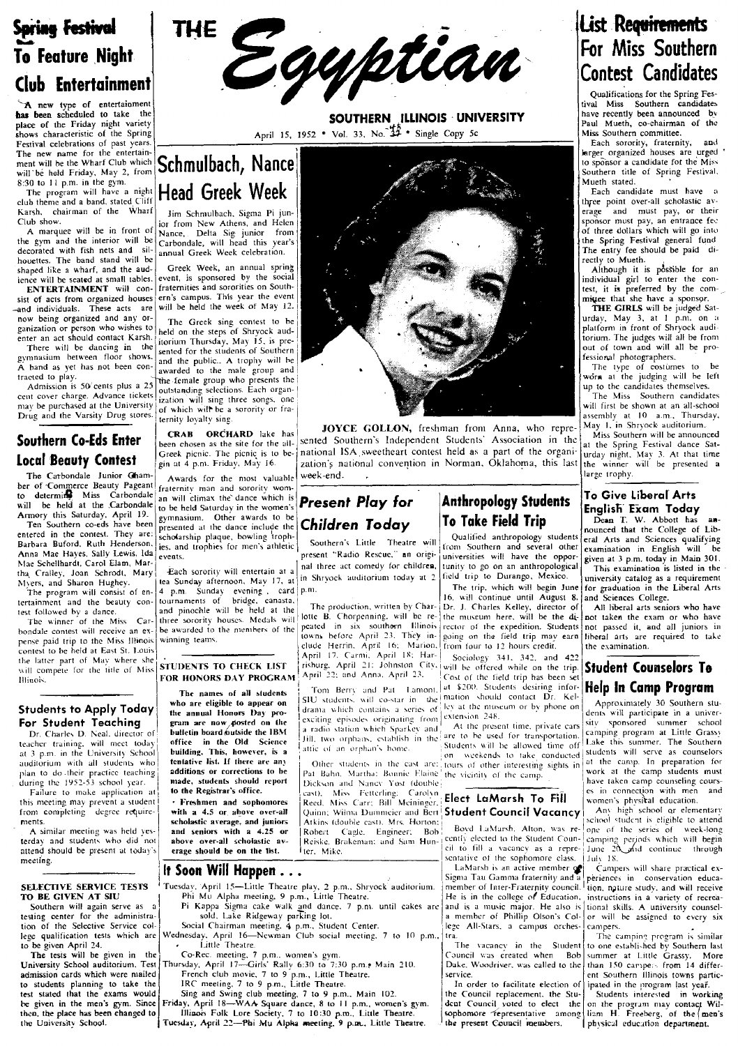# THE Egyptian

**SOUTHERN ILLINOIS UNIVERSITY**

April 15, 1952 • Vol. 33, No. 12 • Single Copy 5c

## Spring Festival To Feature Night Club Entertainment

A new type of entertainment has been scheduled to take the place of the Friday night variety shows characteristic of the Spring Festival celebrations of past years. The new name for the entertainment will be the Wharf Club which will be held Friday, May 2, from 8:30 to 11 p.m. in the gym.

The program will have a night club theme and a band, stated Cliff Karsh, chairman of the Wharf Club show.

A marquee will be in front of the gym and the interior will be decorated with fish nets and silhouettes. The band stand will be shaped like a wharf, and the audience will be seated at small tables.

**ENTERTAINMENT** will consist of acts from organized houses and individuals. These acts are now being organized and any organization or person who wishes to enter an act should contact Karsh.

There will be dancing in the gymnasium between floor shows. A band as yet has not been contracted to play.

Admission is 50 cents plus a 25 cent cover charge. Advance tickets may be purchased at the University Drug and the Varsity Drug stores.

## Southern Co-Eds Enter Local Beauty Contest

The Carbondale Junior Chamber of Commerce Beauty Pageant to determine Miss Carbondale will be held at the Carbondale Armory this Saturday, April 19.

Ten Southern co-eds have been entered in the contest. They are: Barbara Buford, Ruth Henderson, Anna Mae Hayes, Sally Lewis, Ida Mae Schellhardt, Carol Elam, Martha Cralley, Joan Schrodt, Mary Myers, and Sharon Hughey.

The program will consist of entertainment and the beauty contest followed by a dance.

The winner of the Miss Carbondale contest will receive an expense paid trip to the Miss Illinois contest to be held at East St. Louis the latter part of May where she will compete for the title of Miss Illinois.

## Students to Apply Today For Student Teaching

Dr. Charles D. Neal, director of teacher training, will meet today at 3 p.m. in the University School auditorium with all students who plan to do their practice teaching during the 1952-53 school year.

Failure to make application at this meeting may prevent a student from completing degree requirements.

A similar meeting was held yesterday and students who did not attend should be present at today's meeting.

### SELECTIVE SERVICE TESTS TO BE GIVEN AT SIU

Southern will again serve as a testing center for the administration of the Selective Service college qualification tests which are to be given April 24.

The tests will be given in the University School auditorium. Test admission cards which were mailed to students planning to take the test stated that the exams would be given in the men's gym. Since then, the place has been changed to the University School.

## Schmulbach, Nance Head Greek Week

Jim Schmulbach, Sigma Pi junior from New Athens, and Helen Nance, Delta Sig junior from Carbondale, will head this year's annual Greek Week celebration.

Greek Week, an annual spring event, is sponsored by the social fraternities and sororities on Southern's campus. This year the event will be held the week of May 12.

The Greek sing contest to be held on the steps of Shryock auditorium Thursday, May 15, is presented for the students of Southern and the public. A trophy will be awarded to the male group and the female group who presents the outstanding selections. Each organization will sing three songs, one of which will be a sorority or fraternity loyalty sing.

**CRAB ORCHARD** lake has been chosen as the site for the all-Greek picnic. The picnic is to begin at 4 p.m. Friday, May 16.

Awards for the most valuable fraternity man and sorority woman will climax the dance which is to be held Saturday in the women's gymnasium. Other awards to be presented at the dance include the scholarship plaque, bowling trophies, and trophies for men's athletic events.

Each sorority will entertain at a tea Sunday afternoon, May 17, at 4 p.m. Sunday evening, card tournaments of bridge, canasta, and pinochle will be held at the three sorority houses. Medals will be awarded to the members of the winning teams.

### STUDENTS TO CHECK LIST FOR HONORS DAY PROGRAM

**The names of all students who are eligible to appear on the annual Honors Day program are now posted on the bulletin board outside the IBM office in the Old Science building. This, however, is a tentative list. If there are any additions or corrections to be made, students should report to the Registrar's office.**

**Freshmen and sophomores with a 4.5 or above over-all scholastic average, and juniors and seniors with a 4.25 or above over-all scholastic average should be on the list.**

JOYCE GOLLON, freshman from Anna, who represented Southern's Independent Students' Association in the national ISA sweetheart contest held as a part of the organization's national convention in Norman, Oklahoma, this last week-end.

## Present Play for Children Today

Southern's Little Theatre will present "Radio Rescue," an original three act comedy for children, in Shryock auditorium today at 2 p.m.

The production, written by Charlotte B. Chorpenning, will be repeated in six southern Illinois towns before April 23. They include Herrin, April 16; Marion, April 17; Carmi, April 18; Harrisburg, April 21; Johnston City, April 22; and Anna, April 23.

Tom Berry and Pat Lamont, SIU students, will co-star in the drama which contains a series of exciting episodes originating from a radio station which Sparkey and Jill, two orphans, establish in the attic of an orphan's home.

Other students in the cast are: Pat Bahn, Martha; Bonnie Elaine Dickson and Nancy Yost (double cast), Miss Fetterling; Carolyn Reed, Miss Carr; Bill Meininger, Quinn; Wilma Dummeier and Bert Atkins (double cast), Mrs. Horton; Robert Cagle, Engineer; Bob Reiske, Brakeman; and Sam Hunter, Mike.

## Anthropology Students To Take Field Trip

Qualified anthropology students from Southern and several other universities will have the opportunity to go on an anthropological field trip to Durango, Mexico.

The trip, which will begin June 16, will continue until August 8. Dr. J. Charles Kelley, director of the museum here, will be the director of the expedition. Students going on the field trip may earn from four to 12 hours credit.

Sociology 341, 342, and 422 will be offered while on the trip. Cost of the field trip has been set at $200. Students desiring information should contact Dr. Kelley at the museum or by phone on extension 248.

At the present time, private cars are to be used for transportation. Students will be allowed time off on weekends to take conducted tours of other interesting sights in the vicinity of the camp.

## Elect LaMarsh To Fill Student Council Vacancy

Boyd LaMarsh, Alton, was recently elected to the Student Council to fill a vacancy as a representative of the sophomore class.

LaMarsh is an active member of Sigma Tau Gamma fraternity and a member of Inter-Fraternity council. He is in the college of Education, and is a music major. He is also a member of Phillip Olson's College All-Stars, a campus orchestra.

The vacancy in the Student Council was created when Bob Dake, Woodriver, was called to the service.

In order to facilitate election of the Council replacement, the Student Council voted to elect the sophomore representative among the present Council members.

## It Soon Will Happen . . .

Tuesday, April 15—Little Theatre play, 2 p.m., Shryock auditorium.
Phi Mu Alpha meeting, 9 p.m., Little Theatre.
Pi Kappa Sigma cake walk and dance, 7 p.m. until cakes are sold, Lake Ridgeway parking lot.
Social Chairman meeting, 4 p.m., Student Center.

Wednesday, April 16—Newman Club social meeting, 7 to 10 p.m., Little Theatre.
Co-Rec meeting, 7 p.m., women's gym.

Thursday, April 17—Girls' Rally 6:30 to 7:30 p.m. Main 210.
French club movie, 7 to 9 p.m., Little Theatre.
IRC meeting, 7 to 9 p.m., Little Theatre.
Sing and Swing club meeting, 7 to 9 p.m., Main 102.

Friday, April 18—WAA Square dance, 8 to 11 p.m., women's gym.
Illinois Folk Lore Society, 7 to 10:30 p.m., Little Theatre.

Tuesday, April 22—Phi Mu Alpha meeting, 9 p.m., Little Theatre.

## List Requirements For Miss Southern Contest Candidates

Qualifications for the Spring Festival Miss Southern candidates have recently been announced by Paul Mueth, co-chairman of the Miss Southern committee.

Each sorority, fraternity, and larger organized houses are urged to sponsor a candidate for the Miss Southern title of Spring Festival, Mueth stated.

Each candidate must have a three point over-all scholastic average and must pay, or their sponsor must pay, an entrance fee of three dollars which will go into the Spring Festival general fund. The entry fee should be paid directly to Mueth.

Although it is possible for an individual girl to enter the contest, it is preferred by the committee that she have a sponsor.

**THE GIRLS** will be judged Saturday, May 3, at 1 p.m. on a platform in front of Shryock auditorium. The judges will all be from out of town and will all be professional photographers.

The type of costumes to be worn at the judging will be left up to the candidates themselves.

The Miss Southern candidates will first be shown at an all-school assembly at 10 a.m., Thursday, May 1, in Shryock auditorium.

Miss Southern will be announced at the Spring Festival dance Saturday night, May 3. At that time the winner will be presented a large trophy.

## To Give Liberal Arts English Exam Today

Dean T. W. Abbott has announced that the College of Liberal Arts and Sciences qualifying examination in English will be given at 3 p.m. today in Main 301.

This examination is listed in the university catalog as a requirement for graduation in the Liberal Arts and Sciences College.

All liberal arts seniors who have not taken the exam or who have not passed it, and all juniors in liberal arts are required to take the examination.

## Student Counselors To Help In Camp Program

Approximately 30 Southern students will participate in a university sponsored summer school camping program at Little Grassy Lake this summer. The Southern students will serve as counselors at the camp. In preparation for work at the camp students must have taken camp counseling courses in connection with men and women's physical education.

Any high school or elementary school student is eligible to attend one of the series of week-long camping periods which will begin June 20 and continue through July 18.

Campers will share practical experiences in conservation education, nature study, and will receive instructions in a variety of recreational skills. A university counselor will be assigned to every six campers.

The camping program is similar to one established by Southern last summer at Little Grassy. More than 150 campers from 14 different Southern Illinois towns participated in the program last year.

Students interested in working on the program may contact William H. Freeberg, of the men's physical education department.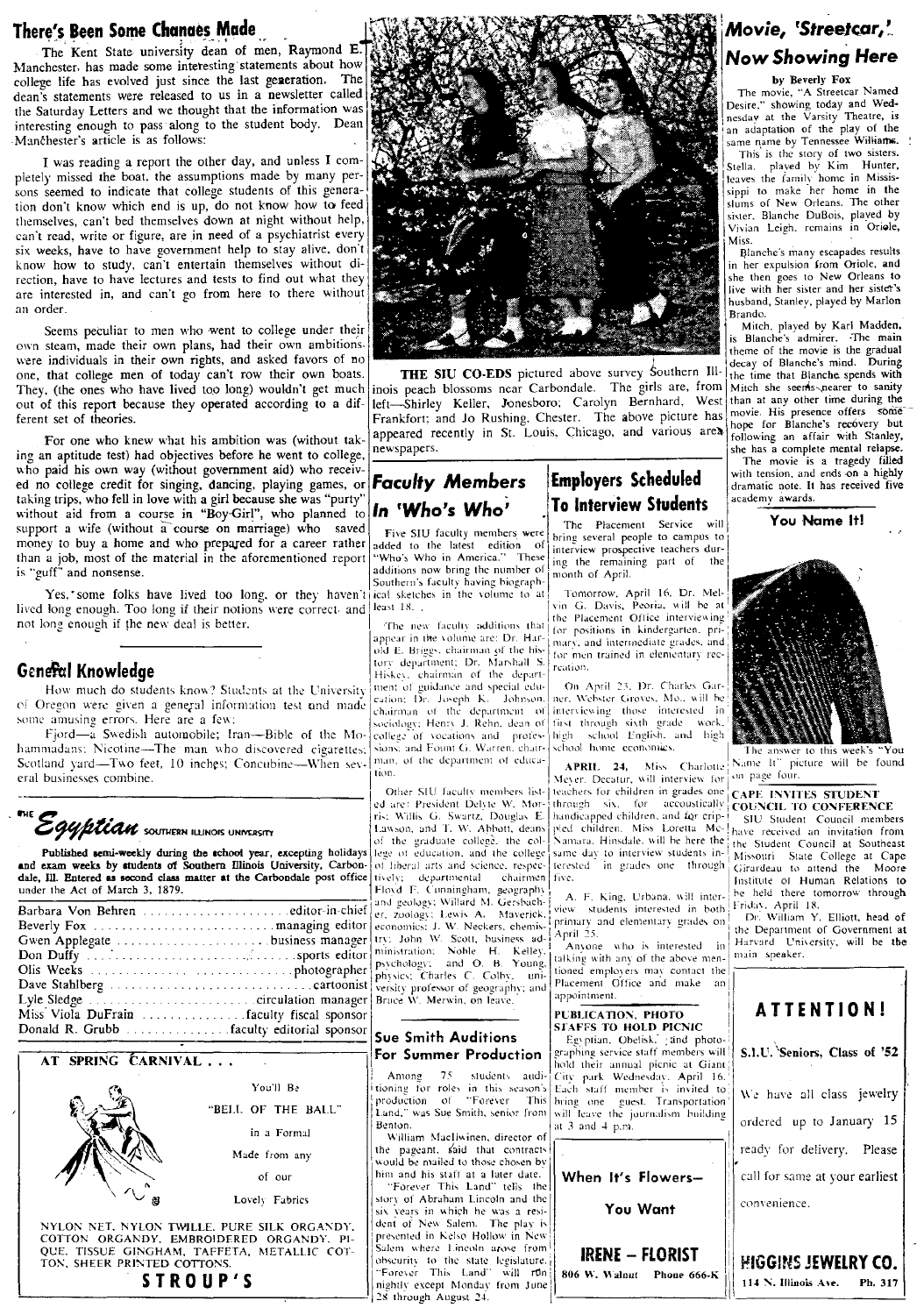## There's Been Some Changes Made

The Kent State university dean of men, Raymond E. Manchester, has made some interesting statements about how college life has evolved just since the last generation. The dean's statements were released to us in a newsletter called the Saturday Letters and we thought that the information was interesting enough to pass along to the student body. Dean Manchester's article is as follows:

I was reading a report the other day, and unless I completely missed the boat, the assumptions made by many persons seemed to indicate that college students of this generation don't know which end is up, do not know how to feed themselves, can't bed themselves down at night without help, can't read, write or figure, are in need of a psychiatrist every six weeks, have to have government help to stay alive, don't know how to study, can't entertain themselves without direction, have to have lectures and tests to find out what they are interested in, and can't go from here to there without an order.

Seems peculiar to men who went to college under their own steam, made their own plans, had their own ambitions, were individuals in their own rights, and asked favors of no one, that college men of today can't row their own boats. They, (the ones who have lived too long) wouldn't get much out of this report because they operated according to a different set of theories.

For one who knew what his ambition was (without taking an aptitude test) had objectives before he went to college, who paid his own way (without government aid) who received no college credit for singing, dancing, playing games, or taking trips, who fell in love with a girl because she was "purty" without aid from a course in "Boy-Girl", who planned to support a wife (without a course on marriage) who saved money to buy a home and who prepared for a career rather than a job, most of the material in the aforementioned report is "guff" and nonsense.

Yes, some folks have lived too long, or they haven't lived long enough. Too long if their notions were correct and not long enough if the new deal is better.

## General Knowledge

How much do students know? Students at the University of Oregon were given a general information test and made some amusing errors. Here are a few:

Fjord—a Swedish automobile; Iran—Bible of the Mohammadans; Nicotine—The man who discovered cigarettes; Scotland yard—Two feet, 10 inches; Concubine—When several businesses combine.

## The Egyptian SOUTHERN ILLINOIS UNIVERSITY

**Published semi-weekly during the school year, excepting holidays and exam weeks by students of Southern Illinois University, Carbondale, Ill. Entered as second class matter at the Carbondale post office under the Act of March 3, 1879.**

Barbara Von Behren .......... editor-in-chief
Beverly Fox .......... managing editor
Gwen Applegate .......... business manager
Don Duffy .......... sports editor
Olis Weeks .......... photographer
Dave Stahlberg .......... cartoonist
Lyle Sledge .......... circulation manager
Miss Viola DuFrain .......... faculty fiscal sponsor
Donald R. Grubb .......... faculty editorial sponsor

**AT SPRING CARNIVAL . . .**

You'll Be "BELL OF THE BALL" in a Formal Made from any of our Lovely Fabrics

NYLON NET, NYLON TWILLE, PURE SILK ORGANDY, COTTON ORGANDY, EMBROIDERED ORGANDY, PIQUE, TISSUE GINGHAM, TAFFETA, METALLIC COTTON, SHEER PRINTED COTTONS.

**STROUP'S**

**THE SIU CO-EDS** pictured above survey Southern Illinois peach blossoms near Carbondale. The girls are, from left—Shirley Keller, Jonesboro; Carolyn Bernhard, West Frankfort; and Jo Rushing, Chester. The above picture has appeared recently in St. Louis, Chicago, and various area newspapers.

## Faculty Members In 'Who's Who'

Five SIU faculty members were added to the latest edition of "Who's Who in America." These additions now bring the number of Southern's faculty having biographical sketches in the volume to at least 18.

The new faculty additions that appear in the volume are: Dr. Harold E. Briggs, chairman of the history department; Dr. Marshall S. Hiskey, chairman of the department of guidance and special education; Dr. Joseph K. Johnson, chairman of the department of sociology; Henry J. Rehn, dean of college of vocations and professions; and Fount G. Warren, chairman of the department of education.

Other SIU faculty members listed are: President Delyte W. Morris; Willis G. Swartz, Douglas E. Lawson, and T. W. Abbott, deans of the graduate college, the college of education, and the college of liberal arts and science, respectively; departmental chairmen Floyd F. Cunningham, geography and geology; Willard M. Gersbacher, zoology; Lewis A. Maverick, economics; J. W. Neckers, chemistry; John W. Scott, business administration; Noble H. Kelley, psychology; and O. B. Young, physics; Charles C. Colby, university professor of geography; and Bruce W. Merwin, on leave.

## Sue Smith Auditions For Summer Production

Among 75 students auditioning for roles in this season's production of "Forever This Land," was Sue Smith, senior from Benton.

William Macliwinen, director of the pageant, said that contracts would be mailed to those chosen by him and his staff at a later date.

"Forever This Land" tells the story of Abraham Lincoln and the six years in which he was a resident of New Salem. The play is presented in Kelso Hollow in New Salem where Lincoln arose from obscurity to the state legislature. "Forever This Land" will run nightly except Monday from June 28 through August 24.

## Employers Scheduled To Interview Students

The Placement Service will bring several people to campus to interview prospective teachers during the remaining part of the month of April.

Tomorrow, April 16, Dr. Melvin G. Davis, Peoria, will be at the Placement Office interviewing for positions in kindergarten, primary, and intermediate grades, and for men trained in elementary recreation.

On April 23, Dr. Charles Garner, Webster Groves, Mo., will be interviewing those interested in first through sixth grade work, high school English, and high school home economics.

**APRIL 24,** Miss Charlotte Meyer, Decatur, will interview for teachers for children in grades one through six, for accoustically handicapped children, and for crippled children. Miss Loretta McNamara, Hinsdale, will be here the same day to interview students interested in grades one through five.

A. F. King, Urbana, will interview students interested in both primary and elementary grades on April 25.

Anyone who is interested in talking with any of the above mentioned employers may contact the Placement Office and make an appointment.

**PUBLICATION, PHOTO STAFFS TO HOLD PICNIC**

Egyptian, Obelisk, and photographing service staff members will hold their annual picnic at Giant City park Wednesday, April 16. Each staff member is invited to bring one guest. Transportation will leave the journalism building at 3 and 4 p.m.

**When It's Flowers— You Want**

**IRENE — FLORIST**
806 W. Walnut Phone 666-K

## Movie, 'Streetcar,' Now Showing Here

by Beverly Fox

The movie, "A Streetcar Named Desire," showing today and Wednesday at the Varsity Theatre, is an adaptation of the play of the same name by Tennessee Williams.

This is the story of two sisters. Stella, played by Kim Hunter, leaves the family home in Mississippi to make her home in the slums of New Orleans. The other sister, Blanche DuBois, played by Vivian Leigh, remains in Oriole, Miss.

Blanche's many escapades results in her expulsion from Oriole, and she then goes to New Orleans to live with her sister and her sister's husband, Stanley, played by Marlon Brando.

Mitch, played by Karl Madden, is Blanche's admirer. The main theme of the movie is the gradual decay of Blanche's mind. During the time that Blanche spends with Mitch she seems nearer to sanity than at any other time during the movie. His presence offers some hope for Blanche's recovery but following an affair with Stanley, she has a complete mental relapse.

The movie is a tragedy filled with tension, and ends on a highly dramatic note. It has received five academy awards.

**You Name It!**

The answer to this week's "You Name It" picture will be found on page four.

**CAPE INVITES STUDENT COUNCIL TO CONFERENCE**

SIU Student Council members have received an invitation from the Student Council at Southeast Missouri State College at Cape Girardeau to attend the Moore Institute of Human Relations to be held there tomorrow through Friday, April 18.

Dr. William Y. Elliott, head of the Department of Government at Harvard University, will be the main speaker.

**ATTENTION!**

S.I.U. Seniors, Class of '52

We have all class jewelry ordered up to January 15 ready for delivery. Please call for same at your earliest convenience.

**HIGGINS JEWELRY CO.**
114 N. Illinois Ave. Ph. 317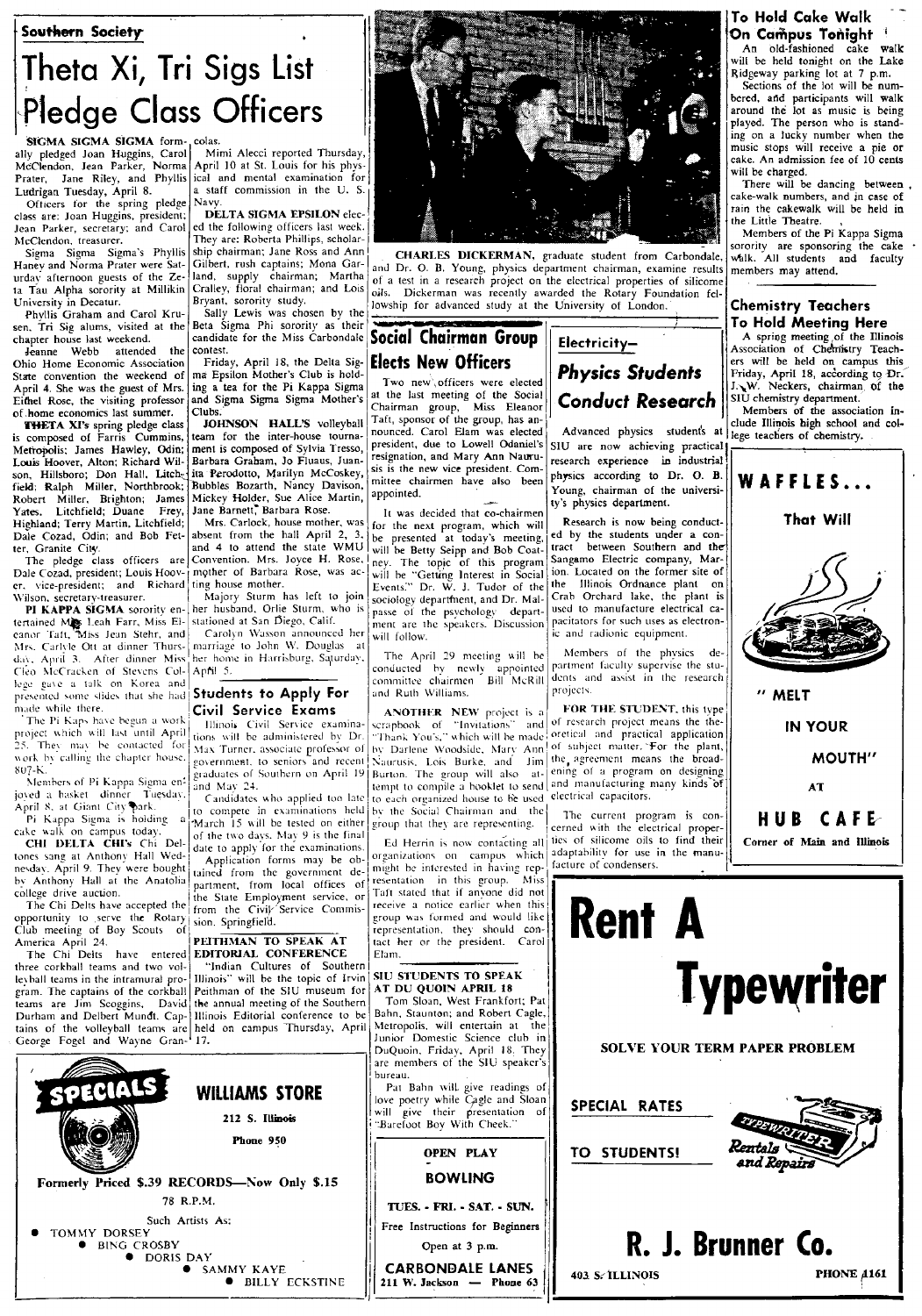**Southern Society**

# Theta Xi, Tri Sigs List Pledge Class Officers

**SIGMA SIGMA SIGMA** formally pledged Joan Huggins, Carol McClendon, Jean Parker, Norma Prater, Jane Riley, and Phyllis Ludrigan Tuesday, April 8.

Officers for the spring pledge class are: Joan Huggins, president; Jean Parker, secretary; and Carol McClendon, treasurer.

Sigma Sigma Sigma's Phyllis Haney and Norma Prater were Saturday afternoon guests of the Zeta Tau Alpha sorority at Millikin University in Decatur.

Phyllis Graham and Carol Krusen, Tri Sig alums, visited at the chapter house last weekend.

Jeanne Webb attended the Ohio Home Economic Association State convention the weekend of April 4. She was the guest of Mrs. Ethel Rose, the visiting professor of home economics last summer.

**THETA XI'S** spring pledge class is composed of Farris Cummins, Metropolis; James Hawley, Odin; Louis Hoover, Alton; Richard Wilson, Hillsboro; Don Hall, Litchfield; Ralph Miller, Northbrook; Robert Miller, Brighton; James Yates, Litchfield; Duane Frey, Highland; Terry Martin, Litchfield; Dale Cozad, Odin; and Bob Fetter, Granite City.

The pledge class officers are Dale Cozad, president; Louis Hoover, vice-president; and Richard Wilson, secretary-treasurer.

**PI KAPPA SIGMA** sorority entertained Miss Leah Farr, Miss Eleanor Taft, Miss Jean Stehr, and Mrs. Carlyle Ott at dinner Thursday, April 3. After dinner Miss Cleo McCracken of Stevens College gave a talk on Korea and presented some slides that she had made while there.

The Pi Kaps have begun a work project which will last until April 25. They may be contacted for work by calling the chapter house, 807-K.

Members of Pi Kappa Sigma enjoyed a basket dinner Tuesday, April 8, at Giant City Park.

Pi Kappa Sigma is holding a cake walk on campus today.

**CHI DELTA CHI'S** Chi Deltones sang at Anthony Hall Wednesday, April 9. They were bought by Anthony Hall at the Anatolia college drive auction.

The Chi Delts have accepted the opportunity to serve the Rotary Club meeting of Boy Scouts of America April 24.

The Chi Delts have entered three corkball teams and two volleyball teams in the intramural program. The captains of the corkball teams are Jim Scoggins, David Durham and Delbert Mundt. Captains of the volleyball teams are George Fogel and Wayne Grancolas.

Mimi Alecci reported Thursday, April 10 at St. Louis for his physical and mental examination for a staff commission in the U. S. Navy.

**DELTA SIGMA EPSILON** elected the following officers last week. They are: Roberta Phillips, scholarship chairman; Jane Ross and Ann Gilbert, rush captains; Mona Garland, supply chairman; Martha Cralley, floral chairman; and Lois Bryant, sorority study.

Sally Lewis was chosen by the Beta Sigma Phi sorority as their candidate for the Miss Carbondale contest.

Friday, April 18, the Delta Sigma Epsilon Mother's Club is holding a tea for the Pi Kappa Sigma and Sigma Sigma Sigma Mother's Clubs.

**JOHNSON HALL'S** volleyball team for the inter-house tournament is composed of Sylvia Tresso, Barbara Graham, Jo Fluaus, Juanita Perodotto, Marilyn McCoskey, Bubbles Bozarth, Nancy Davison, Mickey Holder, Sue Alice Martin, Jane Barnett, Barbara Rose.

Mrs. Carlock, house mother, was absent from the hall April 2, 3, and 4 to attend the state WMU Convention. Mrs. Joyce H. Rose, mother of Barbara Rose, was acting house mother.

Majory Sturm has left to join her husband, Orlie Sturm, who is stationed at San Diego, Calif.

Carolyn Wasson announced her marriage to John W. Douglas at her home in Harrisburg, Saturday, April 5.

## Students to Apply For Civil Service Exams

Illinois Civil Service examinations will be administered by Dr. Max Turner, associate professor of government, to seniors and recent graduates of Southern on April 19 and May 24.

Candidates who applied too late to compete in examinations held March 15 will be tested on either of the two days. May 9 is the final date to apply for the examinations.

Application forms may be obtained from the government department, from local offices of the State Employment service, or from the Civil Service Commission, Springfield.

**PEITHMAN TO SPEAK AT EDITORIAL CONFERENCE**

"Indian Cultures of Southern Illinois" will be the topic of Irvin Peithman of the SIU museum for the annual meeting of the Southern Illinois Editorial conference to be held on campus Thursday, April 17.

CHARLES DICKERMAN, graduate student from Carbondale, and Dr. O. B. Young, physics department chairman, examine results of a test in a research project on the electrical properties of silicone oils. Dickerman was recently awarded the Rotary Foundation fellowship for advanced study at the University of London.

## Social Chairman Group Elects New Officers

Two new officers were elected at the last meeting of the Social Chairman group, Miss Eleanor Taft, sponsor of the group, has announced. Carol Elam was elected president, due to Lowell Odaniel's resignation, and Mary Ann Naurusis is the new vice president. Committee chairmen have also been appointed.

It was decided that co-chairmen for the next program, which will be presented at today's meeting, will be Betty Seipp and Bob Coatney. The topic of this program will be "Getting Interest in Social Events." Dr. W. J. Tudor of the sociology department, and Dr. Malpasse of the psychology department are the speakers. Discussion will follow.

The April 29 meeting will be conducted by newly appointed committee chairmen Bill McRill and Ruth Williams.

**ANOTHER NEW** project is a scrapbook of "Invitations" and "Thank You's," which will be made by Darlene Woodside, Mary Ann Naurusis, Lois Burke, and Jim Burton. The group will also attempt to compile a booklet to send to each organized house to be used by the Social Chairman and the group that they are representing.

Ed Herrin is now contacting all organizations on campus which might be interested in having representation in this group. Miss Taft stated that if anyone did not receive a notice earlier when this group was formed and would like representation, they should contact her or the president. Carol Elam.

**SIU STUDENTS TO SPEAK AT DU QUOIN APRIL 18**

Tom Sloan, West Frankfort; Pat Bahn, Staunton; and Robert Cagle, Metropolis, will entertain at the Junior Domestic Science club in DuQuoin, Friday, April 18. They are members of the SIU speaker's bureau.

Pat Bahn will give readings of love poetry while Cagle and Sloan will give their presentation of "Barefoot Boy With Cheek."

## Electricity— *Physics Students Conduct Research*

Advanced physics students at SIU are now achieving practical research experience in industrial physics according to Dr. O. B. Young, chairman of the university's physics department.

Research is now being conducted by the students under a contract between Southern and the Sangamo Electric company, Marion. Located on the former site of the Illinois Ordnance plant on Crab Orchard lake, the plant is used to manufacture electrical capacitators for such uses as electronic and radionic equipment.

Members of the physics department faculty supervise the students and assist in the research projects.

**FOR THE STUDENT**, this type of research project means the theoretical and practical application of subject matter. For the plant, the agreement means the broadening of a program on designing and manufacturing many kinds of electrical capacitors.

The current program is concerned with the electrical properties of silicone oils to find their adaptability for use in the manufacture of condensers.

## To Hold Cake Walk On Campus Tonight

An old-fashioned cake walk will be held tonight on the Lake Ridgeway parking lot at 7 p.m.

Sections of the lot will be numbered, and participants will walk around the lot as music is being played. The person who is standing on a lucky number when the music stops will receive a pie or cake. An admission fee of 10 cents will be charged.

There will be dancing between cake-walk numbers, and in case of rain the cakewalk will be held in the Little Theatre.

Members of the Pi Kappa Sigma sorority are sponsoring the cake walk. All students and faculty members may attend.

## Chemistry Teachers To Hold Meeting Here

A spring meeting of the Illinois Association of Chemistry Teachers will be held on campus this Friday, April 18, according to Dr. J. W. Neckers, chairman of the SIU chemistry department.

Members of the association include Illinois high school and college teachers of chemistry.

**WAFFLES... That Will "MELT IN YOUR MOUTH" AT HUB CAFE**
Corner of Main and Illinois

**Rent A Typewriter**
SOLVE YOUR TERM PAPER PROBLEM
SPECIAL RATES TO STUDENTS!
Typewriter Rentals and Repairs
**R. J. Brunner Co.**
403 S. ILLINOIS — PHONE 1161

**SPECIALS — WILLIAMS STORE**
212 S. Illinois
Phone 950
Formerly Priced $.39 RECORDS—Now Only $.15
78 R.P.M.
Such Artists As:
- TOMMY DORSEY
- BING CROSBY
- DORIS DAY
- SAMMY KAYE
- BILLY ECKSTINE

**OPEN PLAY BOWLING**
TUES. - FRI. - SAT. - SUN.
Free Instructions for Beginners
Open at 3 p.m.
**CARBONDALE LANES**
211 W. Jackson — Phone 63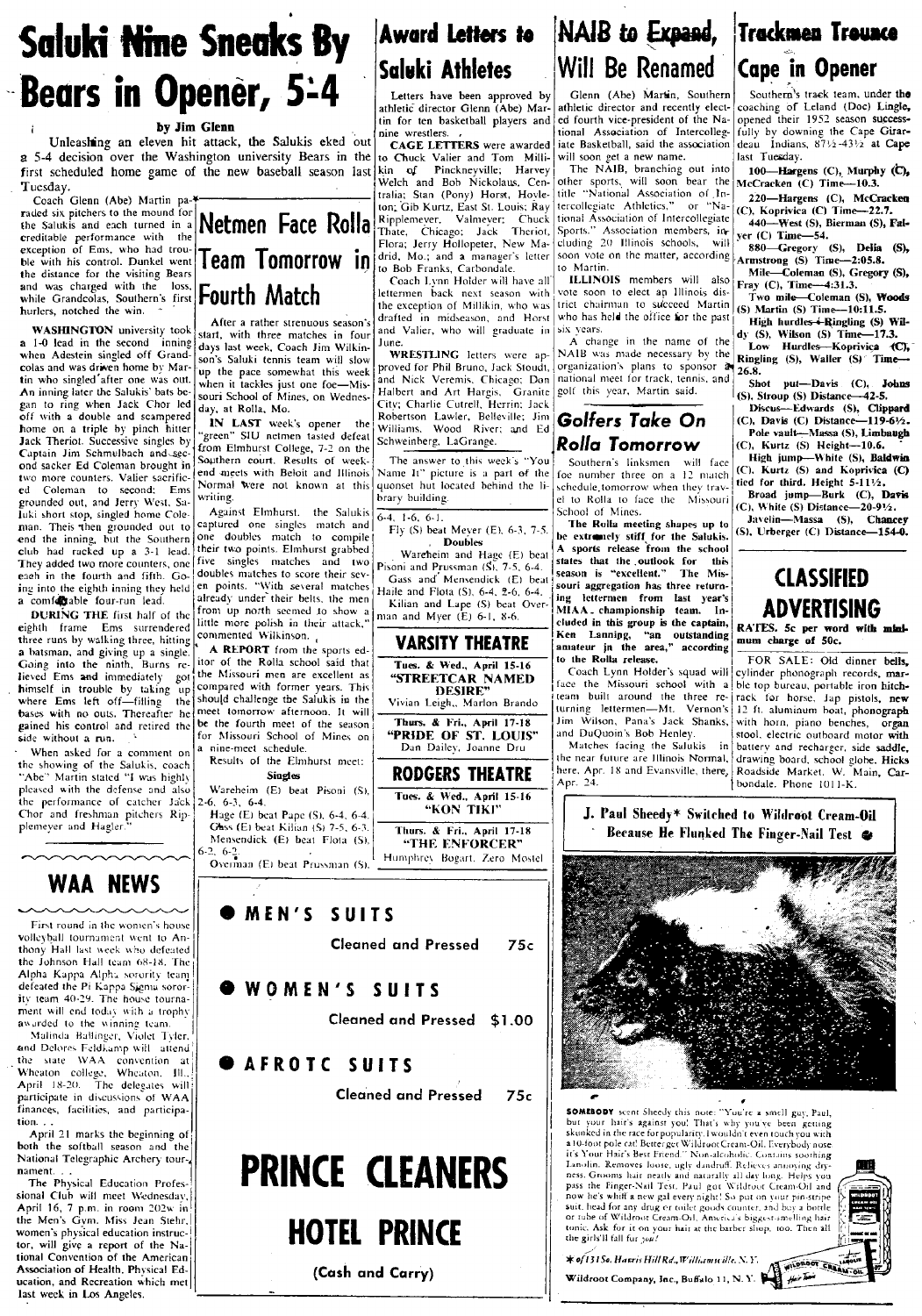# Saluki Nine Sneaks By Bears in Opener, 5-4

**by Jim Glenn**

Unleashing an eleven hit attack, the Salukis eked out a 5-4 decision over the Washington university Bears in the first scheduled home game of the new baseball season last Tuesday.

Coach Glenn (Abe) Martin paraded six pitchers to the mound for the Salukis and each turned in a creditable performance with the exception of Ems, who had trouble with his control. Dunkel went the distance for the visiting Bears and was charged with the loss, while Grandcolas, Southern's first hurlers, notched the win.

WASHINGTON university took a 1-0 lead in the second inning when Adestein singled off Grandcolas and was driven home by Martin who singled after one was out. An inning later the Saluki's bats began to ring when Jack Chor led off with a double and scampered home on a triple by pinch hitter Jack Theriot. Successive singles by Captain Jim Schmulbach and second sacker Ed Coleman brought in two more counters. Valier sacrificed Coleman to second; Ems grounded out, and Jerry West, Saluki short stop, singled home Coleman. Theis then grounded out to end the inning, but the Southern club had racked up a 3-1 lead. They added two more counters, one each in the fourth and fifth. Going into the eighth inning they held a comfortable four-run lead.

DURING THE first half of the eighth frame Ems surrendered three runs by walking three, hitting a batsman, and giving up a single. Going into the ninth, Burns relieved Ems and immediately got himself in trouble by taking up where Ems left off—filling the bases with no outs. Thereafter he gained his control and retired the side without a run.

When asked for a comment on the showing of the Salukis, coach "Abe" Martin stated "I was highly pleased with the defense and also the performance of catcher Jack Chor and freshman pitchers Ripplemeyer and Hagler."

# Netmen Face Rolla Team Tomorrow in Fourth Match

After a rather strenuous season's start, with three matches in four days last week, Coach Jim Wilkinson's Saluki tennis team will slow up the pace somewhat this week when it tackles just one foe—Missouri School of Mines, on Wednesday, at Rolla, Mo.

IN LAST week's opener the "green" SIU netmen tasted defeat from Elmhurst College, 7-2 on the Southern court. Results of weekend meets with Beloit and Illinois Normal were not known at this writing.

Against Elmhurst. the Salukis captured one singles match and one doubles match to compile their two points. Elmhurst grabbed five singles matches and two doubles matches to score their seven points. "With several matches already under their belts, the men from up north seemed to show a little more polish in their attack," commented Wilkinson.

A REPORT from the sports editor of the Rolla school said that the Missouri men are excellent as compared with former years. This should challenge the Salukis in the meet tomorrow afternoon. It will be the fourth meet of the season for Missouri School of Mines on a nine-meet schedule.

Results of the Elmhurst meet:

**Singles**

Wareheim (E) beat Pisoni (S), 2-6, 6-3, 6-4.
Hage (E) beat Pape (S), 6-4, 6-4.
Gass (E) beat Kilian (S) 7-5, 6-3.
Mensendick (E) beat Flota (S), 6-2, 6-2.
Overman (E) beat Prussman (S), 6-4, 1-6, 6-1.
Fly (S) beat Meyer (E), 6-3, 7-5.

**Doubles**

Wareheim and Hage (E) beat Pisoni and Prussman (S), 7-5, 6-4.
Gass and Mensendick (E) beat Haile and Flota (S), 6-4, 2-6, 6-4.
Kilian and Lape (S) beat Overman and Myer (E) 6-1, 8-6.

# Award Letters to Saluki Athletes

Letters have been approved by athletic director Glenn (Abe) Martin for ten basketball players and nine wrestlers.

CAGE LETTERS were awarded to Chuck Valier and Tom Millikin of Pinckneyville; Harvey Welch and Bob Nickolaus, Centralia; Stan (Pony) Horst, Hoyleton; Gib Kurtz, East St. Louis; Ray Ripplemeyer, Valmeyer; Chuck Thate, Chicago; Jack Theriot, Flora; Jerry Hollopeter, New Madrid, Mo.; and a manager's letter to Bob Franks, Carbondale.

Coach Lynn Holder will have all lettermen back next season with the exception of Millikin, who was drafted in midseason, and Horst and Valier, who will graduate in June.

WRESTLING letters were approved for Phil Bruno, Jack Stoudt, and Nick Veremis, Chicago; Dan Halbert and Art Hargis, Granite City; Charlie Cutrell, Herrin; Jack Robertson Lawler, Belleville; Jim Williams, Wood River; and Ed Schweinberg, LaGrange.

The answer to this week's "You Name It" picture is a part of the quonset hut located behind the library building.

# NAIB to Expand, Will Be Renamed

Glenn (Abe) Martin, Southern athletic director and recently elected fourth vice-president of the National Association of Intercollegiate Basketball, said the association will soon get a new name.

The NAIB, branching out into other sports, will soon bear the title "National Association of Intercollegiate Athletics," or "National Association of Intercollegiate Sports." Association members, including 20 Illinois schools, will soon vote on the matter, according to Martin.

ILLINOIS members will also vote soon to elect an Illinois district chairman to succeed Martin who has held the office for the past six years.

A change in the name of the NAIB was made necessary by the organization's plans to sponsor a national meet for track, tennis, and golf this year, Martin said.

# Golfers Take On Rolla Tomorrow

Southern's linksmen will face foe number three on a 12 match schedule, tomorrow when they travel to Rolla to face the Missouri School of Mines.

**The Rolla meeting shapes up to be extremely stiff for the Salukis. A sports release from the school states that the outlook for this season is "excellent." The Missouri aggregation has three returning lettermen from last year's MIAA championship team. Included in this group is the captain, Ken Lanning, "an outstanding amateur in the area," according to the Rolla release.**

Coach Lynn Holder's squad will face the Missouri school with a team built around the three returning lettermen—Mt. Vernon's Jim Wilson, Pana's Jack Shanks, and DuQuoin's Bob Henley.

Matches facing the Salukis in the near future are Illinois Normal, here, Apr. 18 and Evansville, there, Apr. 24.

# Trackmen Trounce Cape in Opener

Southern's track team, under the coaching of Leland (Doc) Lingle, opened their 1952 season successfully by downing the Cape Girardeau Indians, 87½-43½ at Cape last Tuesday.

**100**—Hargens (C), Murphy (C), McCracken (C) Time—10.3.

**220**—Hargens (C), McCracken (C), Koprivica (C) Time—22.7.

**440**—West (S), Bierman (S), Falyer (C) Time—54.

**880**—Gregory (S), Delia (S), Armstrong (S) Time—2:05.8.

**Mile**—Coleman (S), Gregory (S), Fray (C), Time—4:31.3.

**Two mile**—Coleman (S), Woods (S) Martin (S) Time—10:11.5.

**High hurdles**—Ringling (S) Wildy (S), Wilson (S) Time—17.3.

**Low Hurdles**—Koprivica (C), Ringling (S), Waller (S) Time—26.8.

**Shot put**—Davis (C), Johns (S), Stroup (S) Distance—42-5.

**Discus**—Edwards (S), Clippard (C), Davis (C) Distance—119-6½.

**Pole vault**—Massa (S), Limbaugh (C), Kurtz (S) Height—10.6.

**High jump**—White (S), Baldwin (C), Kurtz (S) and Koprivica (C) tied for third. Height 5-11½.

**Broad jump**—Burk (C), Davis (C), White (S) Distance—20-9½.

**Javelin**—Massa (S), Chancey (S), Urberger (C) Distance—154-0.

# WAA NEWS

First round in the women's house volleyball tournament went to Anthony Hall last week who defeated the Johnson Hall team 68-18. The Alpha Kappa Alpha sorority team defeated the Pi Kappa Sigma sorority team 40-29. The house tournament will end today with a trophy awarded to the winning team.

Malinda Ballinger, Violet Tyler, and Delores Feldkamp will attend the state WAA convention at Wheaton college, Wheaton, Ill., April 18-20. The delegates will participate in discussions of WAA finances, facilities, and participation. . .

April 21 marks the beginning of both the softball season and the National Telegraphic Archery tournament. . .

The Physical Education Professional Club will meet Wednesday, April 16, 7 p.m. in room 202w in the Men's Gym. Miss Jean Stehr, women's physical education instructor, will give a report of the National Convention of the American Association of Health, Physical Education, and Recreation which met last week in Los Angeles.

## VARSITY THEATRE

**Tues. & Wed., April 15-16**
**"STREETCAR NAMED DESIRE"**
Vivian Leigh, Marlon Brando

**Thurs. & Fri., April 17-18**
**"PRIDE OF ST. LOUIS"**
Dan Dailey, Joanne Dru

## RODGERS THEATRE

**Tues. & Wed., April 15-16**
**"KON TIKI"**

**Thurs. & Fri., April 17-18**
**"THE ENFORCER"**
Humphrey Bogart, Zero Mostel

## CLASSIFIED ADVERTISING

**RATES. 5c per word with minimum charge of 50c.**

FOR SALE: Old dinner bells, cylinder phonograph records, marble top bureau, portable iron hitch-rack for horse, Jap pistols, new 12 ft. aluminum boat, phonograph with horn, piano benches, organ stool, electric outboard motor with battery and recharger, side saddle, drawing board, school globe. Hicks Roadside Market, W. Main, Carbondale. Phone 1011-K.

**MEN'S SUITS**
Cleaned and Pressed 75c

**WOMEN'S SUITS**
Cleaned and Pressed $1.00

**AFROTC SUITS**
Cleaned and Pressed 75c

# PRINCE CLEANERS
# HOTEL PRINCE
(Cash and Carry)

**J. Paul Sheedy* Switched to Wildroot Cream-Oil Because He Flunked The Finger-Nail Test**

**SOMEBODY** sent Sheedy this note: "You're a smell guy, Paul, but your hair's against you! That's why you've been getting skunked in the race for popularity. I wouldn't even touch you with a 10-foot pole cat! Better get Wildroot Cream-Oil. Everybody nose it's Your Hair's Best Friend." Non-alcoholic. Contains soothing Lanolin. Removes loose, ugly dandruff. Relieves annoying dryness. Grooms hair neatly and naturally all day long. Helps you pass the Finger-Nail Test. Paul got Wildroot Cream-Oil and now he's whiff a new gal every night! So put on your pin-stripe suit, head for any drug or toilet goods counter, and buy a bottle or tube of Wildroot Cream-Oil, America's biggest-smelling hair tonic. Ask for it on your hair at the barber shop, too. Then all the girls'll fall for *you!*

*\* of 131 So. Harris Hill Rd., Williamsville, N.Y.*

Wildroot Company, Inc., Buffalo 11, N.Y.